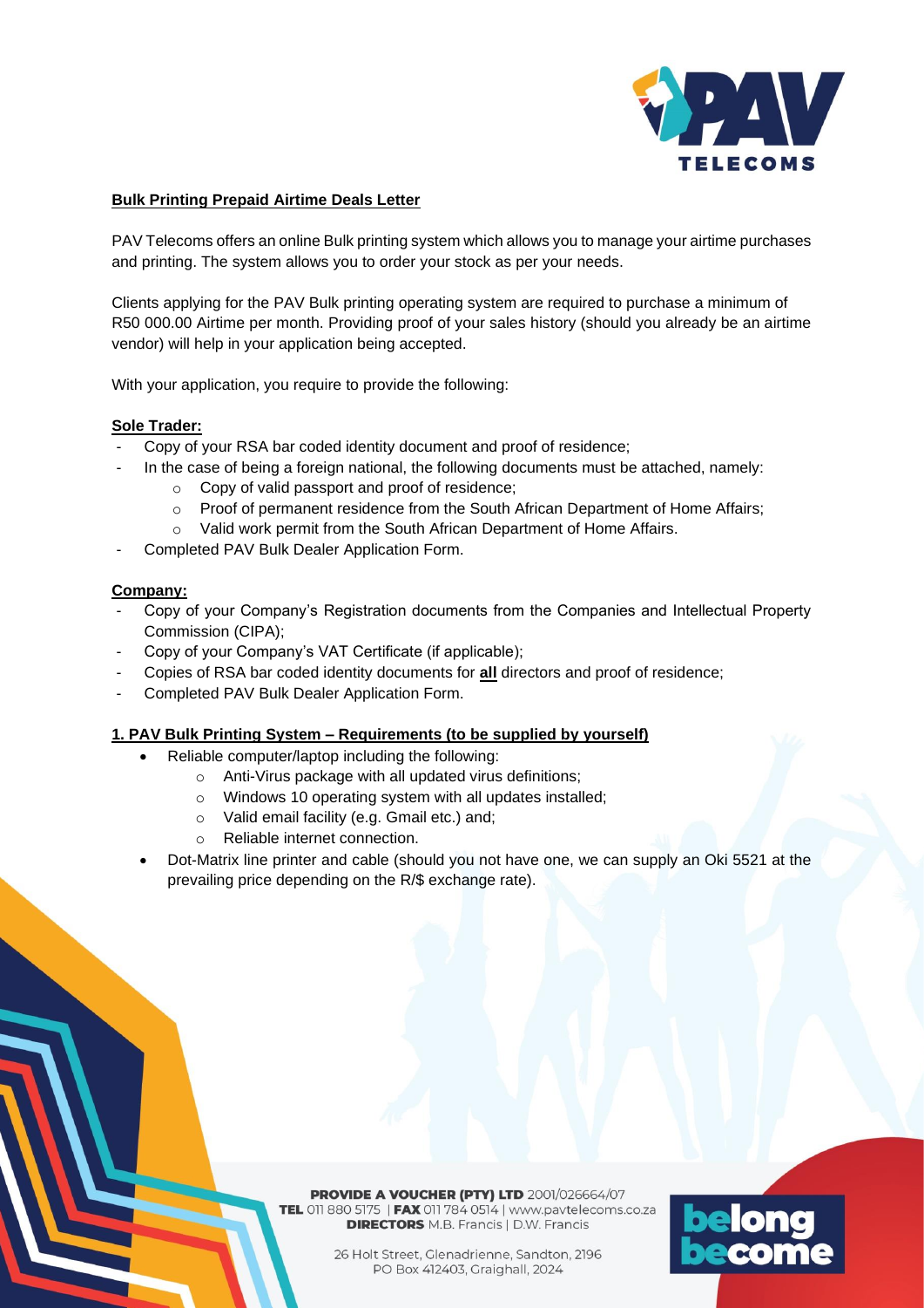**Bulk Printing Prepaid Airtime Deals Letter**

PAV Telecoms offers an online Bulk printing system which allows you to manage your airtime purchases and printing. The system allows you to order your stock as per your needs.

Clients applying for the PAV Bulk printing operating system are required to purchase a minimum of R50 000.00 Airtime per month. Providing proof of your sales history (should you already be an airtime vendor) will help in your application being accepted.

With your application, you require to provide the following:

**Sole Trader:**

- Copy of your RSA bar coded identity document and proof of residence;
- In the case of being a foreign national, the following documents must be attached, namely:
  - Copy of valid passport and proof of residence;
  - Proof of permanent residence from the South African Department of Home Affairs;
  - Valid work permit from the South African Department of Home Affairs.
- Completed PAV Bulk Dealer Application Form.

**Company:**

- Copy of your Company's Registration documents from the Companies and Intellectual Property Commission (CIPA);
- Copy of your Company's VAT Certificate (if applicable);
- Copies of RSA bar coded identity documents for **all** directors and proof of residence;
- Completed PAV Bulk Dealer Application Form.

**1. PAV Bulk Printing System – Requirements (to be supplied by yourself)**

- Reliable computer/laptop including the following:
  - Anti-Virus package with all updated virus definitions;
  - Windows 10 operating system with all updates installed;
  - Valid email facility (e.g. Gmail etc.) and;
  - Reliable internet connection.
- Dot-Matrix line printer and cable (should you not have one, we can supply an Oki 5521 at the prevailing price depending on the R/$ exchange rate).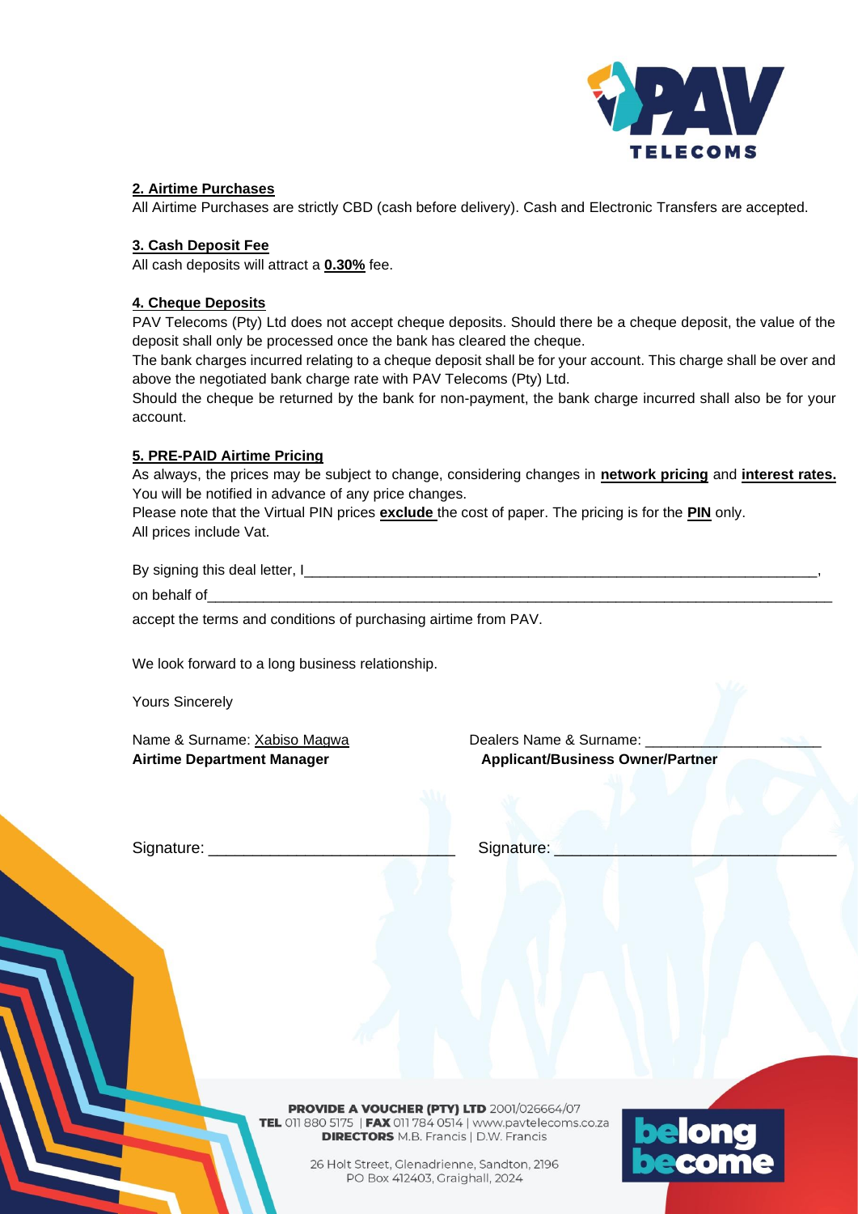## 2. Airtime Purchases

All Airtime Purchases are strictly CBD (cash before delivery). Cash and Electronic Transfers are accepted.

## 3. Cash Deposit Fee

All cash deposits will attract a **0.30%** fee.

## 4. Cheque Deposits

PAV Telecoms (Pty) Ltd does not accept cheque deposits. Should there be a cheque deposit, the value of the deposit shall only be processed once the bank has cleared the cheque.

The bank charges incurred relating to a cheque deposit shall be for your account. This charge shall be over and above the negotiated bank charge rate with PAV Telecoms (Pty) Ltd.

Should the cheque be returned by the bank for non-payment, the bank charge incurred shall also be for your account.

## 5. PRE-PAID Airtime Pricing

As always, the prices may be subject to change, considering changes in **network pricing** and **interest rates.** You will be notified in advance of any price changes.

Please note that the Virtual PIN prices **exclude** the cost of paper. The pricing is for the **PIN** only.

All prices include Vat.

By signing this deal letter, I________________________________________________________________,

on behalf of____________________________________________________________________________

accept the terms and conditions of purchasing airtime from PAV.

We look forward to a long business relationship.

Yours Sincerely

Name & Surname: Xabiso Magwa
**Airtime Department Manager**

Dealers Name & Surname: ______________________
**Applicant/Business Owner/Partner**

Signature: ____________________________

Signature: ________________________________

**PROVIDE A VOUCHER (PTY) LTD** 2001/026664/07
**TEL** 011 880 5175 | **FAX** 011 784 0514 | www.pavtelecoms.co.za
**DIRECTORS** M.B. Francis | D.W. Francis

26 Holt Street, Glenadrienne, Sandton, 2196
PO Box 412403, Graighall, 2024